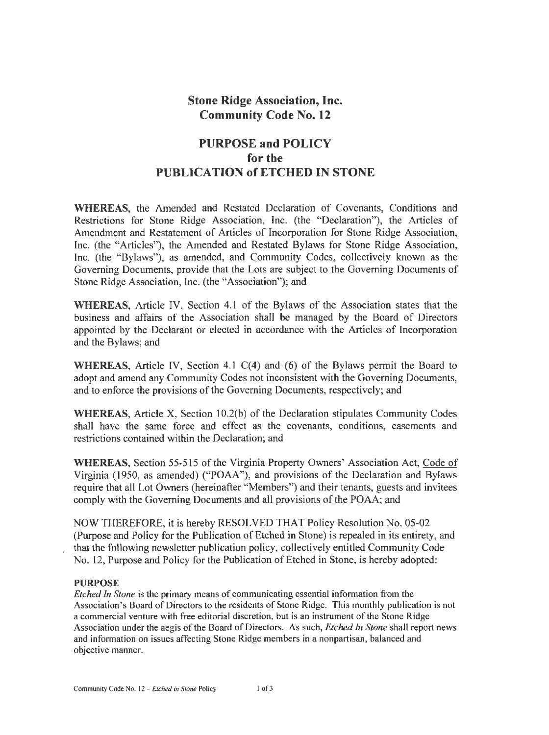# Stone Ridge Association, Inc.
# Community Code No. 12

## PURPOSE and POLICY for the PUBLICATION of ETCHED IN STONE

**WHEREAS,** the Amended and Restated Declaration of Covenants, Conditions and Restrictions for Stone Ridge Association, Inc. (the "Declaration"), the Articles of Amendment and Restatement of Articles of Incorporation for Stone Ridge Association, Inc. (the "Articles"), the Amended and Restated Bylaws for Stone Ridge Association, Inc. (the "Bylaws"), as amended, and Community Codes, collectively known as the Governing Documents, provide that the Lots are subject to the Governing Documents of Stone Ridge Association, Inc. (the "Association"); and

**WHEREAS,** Article IV, Section 4.1 of the Bylaws of the Association states that the business and affairs of the Association shall be managed by the Board of Directors appointed by the Declarant or elected in accordance with the Articles of Incorporation and the Bylaws; and

**WHEREAS,** Article IV, Section 4.1 C(4) and (6) of the Bylaws permit the Board to adopt and amend any Community Codes not inconsistent with the Governing Documents, and to enforce the provisions of the Governing Documents, respectively; and

**WHEREAS,** Article X, Section 10.2(b) of the Declaration stipulates Community Codes shall have the same force and effect as the covenants, conditions, easements and restrictions contained within the Declaration; and

**WHEREAS,** Section 55-515 of the Virginia Property Owners' Association Act, Code of Virginia (1950, as amended) ("POAA"), and provisions of the Declaration and Bylaws require that all Lot Owners (hereinafter "Members") and their tenants, guests and invitees comply with the Governing Documents and all provisions of the POAA; and

NOW THEREFORE, it is hereby RESOLVED THAT Policy Resolution No. 05-02 (Purpose and Policy for the Publication of Etched in Stone) is repealed in its entirety, and that the following newsletter publication policy, collectively entitled Community Code No. 12, Purpose and Policy for the Publication of Etched in Stone, is hereby adopted:

### PURPOSE

*Etched In Stone* is the primary means of communicating essential information from the Association's Board of Directors to the residents of Stone Ridge. This monthly publication is not a commercial venture with free editorial discretion, but is an instrument of the Stone Ridge Association under the aegis of the Board of Directors. As such, *Etched In Stone* shall report news and information on issues affecting Stone Ridge members in a nonpartisan, balanced and objective manner.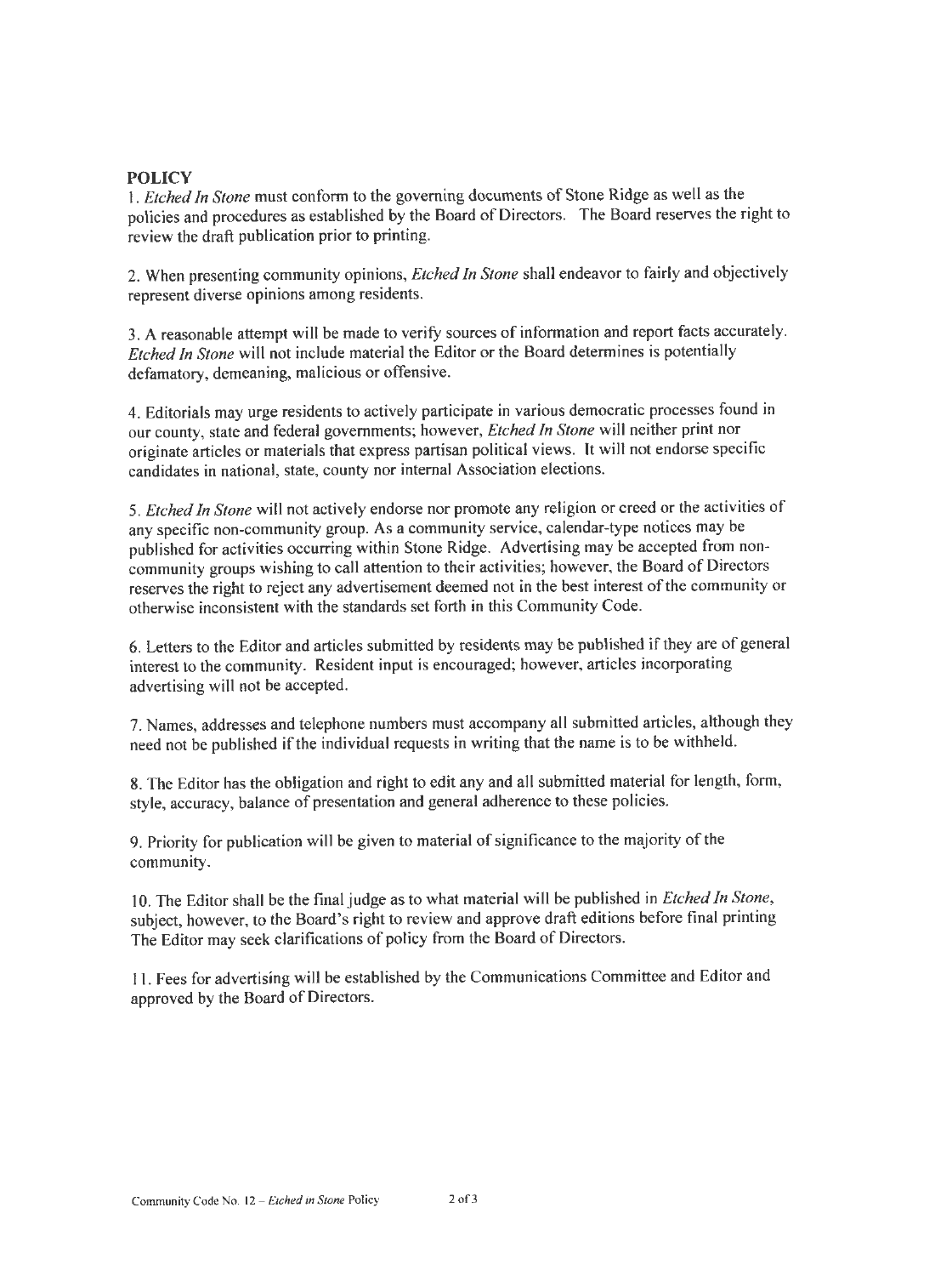**POLICY**

1. *Etched In Stone* must conform to the governing documents of Stone Ridge as well as the policies and procedures as established by the Board of Directors. The Board reserves the right to review the draft publication prior to printing.

2. When presenting community opinions, *Etched In Stone* shall endeavor to fairly and objectively represent diverse opinions among residents.

3. A reasonable attempt will be made to verify sources of information and report facts accurately. *Etched In Stone* will not include material the Editor or the Board determines is potentially defamatory, demeaning, malicious or offensive.

4. Editorials may urge residents to actively participate in various democratic processes found in our county, state and federal governments; however, *Etched In Stone* will neither print nor originate articles or materials that express partisan political views. It will not endorse specific candidates in national, state, county nor internal Association elections.

5. *Etched In Stone* will not actively endorse nor promote any religion or creed or the activities of any specific non-community group. As a community service, calendar-type notices may be published for activities occurring within Stone Ridge. Advertising may be accepted from non-community groups wishing to call attention to their activities; however, the Board of Directors reserves the right to reject any advertisement deemed not in the best interest of the community or otherwise inconsistent with the standards set forth in this Community Code.

6. Letters to the Editor and articles submitted by residents may be published if they are of general interest to the community. Resident input is encouraged; however, articles incorporating advertising will not be accepted.

7. Names, addresses and telephone numbers must accompany all submitted articles, although they need not be published if the individual requests in writing that the name is to be withheld.

8. The Editor has the obligation and right to edit any and all submitted material for length, form, style, accuracy, balance of presentation and general adherence to these policies.

9. Priority for publication will be given to material of significance to the majority of the community.

10. The Editor shall be the final judge as to what material will be published in *Etched In Stone*, subject, however, to the Board's right to review and approve draft editions before final printing The Editor may seek clarifications of policy from the Board of Directors.

11. Fees for advertising will be established by the Communications Committee and Editor and approved by the Board of Directors.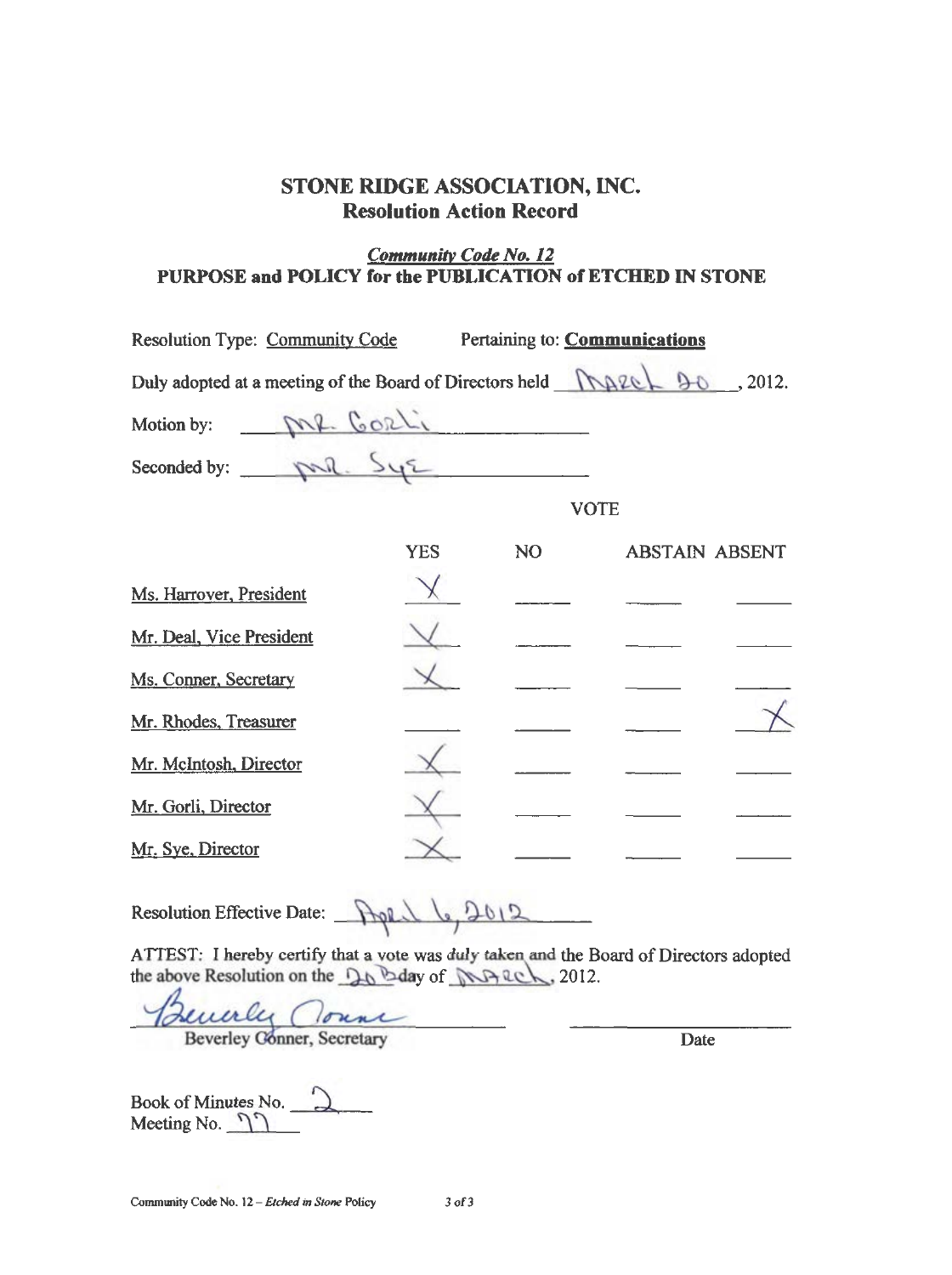# STONE RIDGE ASSOCIATION, INC.
## Resolution Action Record

### *Community Code No. 12*
### PURPOSE and POLICY for the PUBLICATION of ETCHED IN STONE

Resolution Type: Community Code Pertaining to: **Communications**

Duly adopted at a meeting of the Board of Directors held March 20, 2012.

Motion by: Mr. Gorli

Seconded by: Mr. Sye

| | VOTE | | | |
|---|---|---|---|---|
| | YES | NO | ABSTAIN | ABSENT |
| Ms. Harrover, President | X | | | |
| Mr. Deal, Vice President | X | | | |
| Ms. Conner, Secretary | X | | | |
| Mr. Rhodes, Treasurer | | | | X |
| Mr. McIntosh, Director | X | | | |
| Mr. Gorli, Director | X | | | |
| Mr. Sye, Director | X | | | |

Resolution Effective Date: April 6, 2012

ATTEST: I hereby certify that a vote was duly taken and the Board of Directors adopted the above Resolution on the 20th day of March, 2012.

Beverley Conner

Beverley Conner, Secretary

Date

Book of Minutes No. 2
Meeting No. 77

Community Code No. 12 – *Etched in Stone* Policy